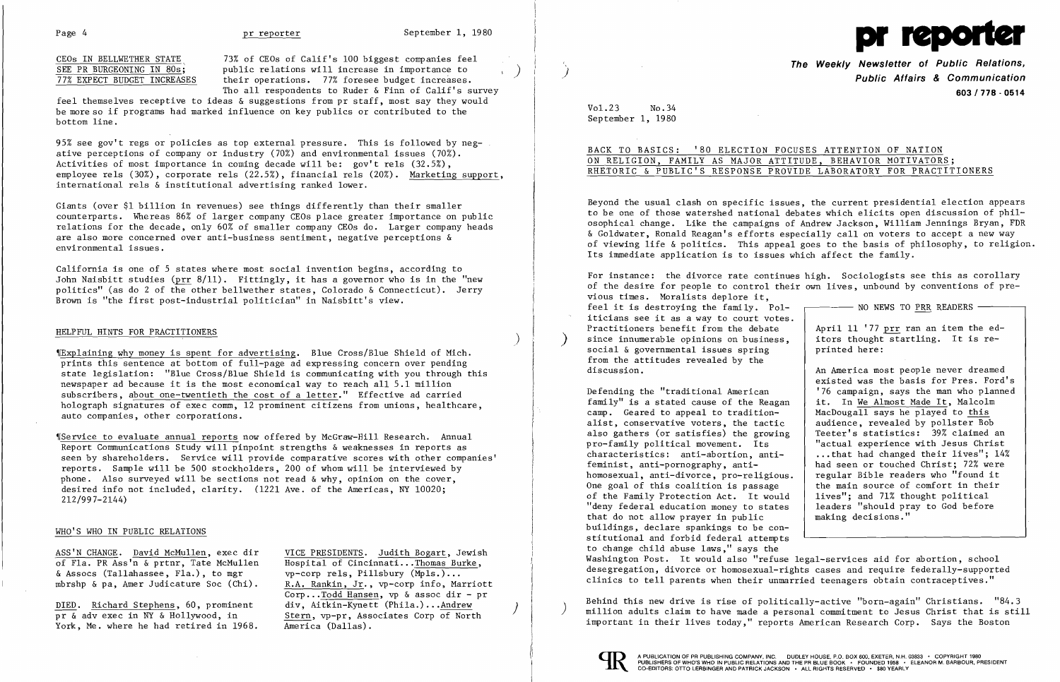## CEOs IN BELLWETHER STATE SEE PR BURGEONING IN 80s; 77% EXPECT BUDGET INCREASES

73% of CEOs of Calif's 100 biggest companies feel public relations will increase in importance to their operations. 77% foresee budget increases. Tho all respondents to Ruder & Finn of Calif's survey feel themselves receptive to ideas & suggestions from pr staff, most say they would be more so if programs had marked influence on key publics or contributed to the bottom line.

95% see gov't regs or policies as top external pressure. This is followed by negative perceptions of company or industry (70%) and environmental issues (70%). Activities of most importance in coming decade will be: gov't rels (32.5%), employee rels (30%), corporate rels (22.5%), financial rels (20%). Marketing support, international rels & institutional advertising ranked lower.

Giants (over $1 billion in revenues) see things differently than their smaller counterparts. Whereas 86% of larger company CEOs place greater importance on public relations for the decade, only 60% of smaller company CEOs do. Larger company heads are also more concerned over anti-business sentiment, negative perceptions & environmental issues.

California is one of 5 states where most social invention begins, according to John Naisbitt studies (prr 8/11). Fittingly, it has a governor who is in the "new politics" (as do 2 of the other bellwether states, Colorado & Connecticut). Jerry Brown is "the first post-industrial politician" in Naisbitt's view.

## HELPFUL HINTS FOR PRACTITIONERS

¶Explaining why money is spent for advertising. Blue Cross/Blue Shield of Mich. prints this sentence at bottom of full-page ad expressing concern over pending state legislation: "Blue Cross/Blue Shield is communicating with you through this newspaper ad because it is the most economical way to reach all 5.1 million subscribers, about one-twentieth the cost of a letter." Effective ad carried holograph signatures of exec comm, 12 prominent citizens from unions, healthcare, auto companies, other corporations.

¶Service to evaluate annual reports now offered by McGraw-Hill Research. Annual Report Communications Study will pinpoint strengths & weaknesses in reports as seen by shareholders. Service will provide comparative scores with other companies' reports. Sample will be 500 stockholders, 200 of whom will be interviewed by phone. Also surveyed will be sections not read & why, opinion on the cover, desired info not included, clarity. (1221 Ave. of the Americas, NY 10020; 212/997-2144)

## WHO'S WHO IN PUBLIC RELATIONS

ASS'N CHANGE. David McMullen, exec dir of Fla. PR Ass'n & prtnr, Tate McMullen & Assocs (Tallahassee, Fla.), to mgr mbrshp & pa, Amer Judicature Soc (Chi).

DIED. Richard Stephens, 60, prominent pr & adv exec in NY & Hollywood, in York, Me. where he had retired in 1968.

VICE PRESIDENTS. Judith Bogart, Jewish Hospital of Cincinnati...Thomas Burke, vp-corp rels, Pillsbury (Mpls.)... R.A. Rankin, Jr., vp-corp info, Marriott Corp...Todd Hansen, vp & assoc dir - pr div, Aitkin-Kynett (Phila.)...Andrew Stern, vp-pr, Associates Corp of North America (Dallas).

# pr reporter

**The Weekly Newsletter of Public Relations, Public Affairs & Communication**

603/778-0514

Vol.23 No.34
September 1, 1980

## BACK TO BASICS: '80 ELECTION FOCUSES ATTENTION OF NATION ON RELIGION, FAMILY AS MAJOR ATTITUDE, BEHAVIOR MOTIVATORS; RHETORIC & PUBLIC'S RESPONSE PROVIDE LABORATORY FOR PRACTITIONERS

Beyond the usual clash on specific issues, the current presidential election appears to be one of those watershed national debates which elicits open discussion of philosophical change. Like the campaigns of Andrew Jackson, William Jennings Bryan, FDR & Goldwater, Ronald Reagan's efforts especially call on voters to accept a new way of viewing life & politics. This appeal goes to the basis of philosophy, to religion. Its immediate application is to issues which affect the family.

For instance: the divorce rate continues high. Sociologists see this as corollary of the desire for people to control their own lives, unbound by conventions of previous times. Moralists deplore it, feel it is destroying the family. Politicians see it as a way to court votes. Practitioners benefit from the debate since innumerable opinions on business, social & governmental issues spring from the attitudes revealed by the discussion.

> **NO NEWS TO PRR READERS**
>
> April 11 '77 prr ran an item the editors thought startling. It is reprinted here:
>
> An America most people never dreamed existed was the basis for Pres. Ford's '76 campaign, says the man who planned it. In We Almost Made It, Malcolm MacDougall says he played to this audience, revealed by pollster Bob Teeter's statistics: 39% claimed an "actual experience with Jesus Christ ...that had changed their lives"; 14% had seen or touched Christ; 72% were regular Bible readers who "found it the main source of comfort in their lives"; and 71% thought political leaders "should pray to God before making decisions."

Defending the "traditional American family" is a stated cause of the Reagan camp. Geared to appeal to traditionalist, conservative voters, the tactic also gathers (or satisfies) the growing pro-family political movement. Its characteristics: anti-abortion, anti-feminist, anti-pornography, anti-homosexual, anti-divorce, pro-religious. One goal of this coalition is passage of the Family Protection Act. It would "deny federal education money to states that do not allow prayer in public buildings, declare spankings to be constitutional and forbid federal attempts to change child abuse laws," says the Washington Post. It would also "refuse legal-services aid for abortion, school desegregation, divorce or homosexual-rights cases and require federally-supported clinics to tell parents when their unmarried teenagers obtain contraceptives."

Behind this new drive is rise of politically-active "born-again" Christians. "84.3 million adults claim to have made a personal commitment to Jesus Christ that is still important in their lives today," reports American Research Corp. Says the Boston

A PUBLICATION OF PR PUBLISHING COMPANY, INC. DUDLEY HOUSE, P.O. BOX 600, EXETER, N.H. 03833 • COPYRIGHT 1980
PUBLISHERS OF WHO'S WHO IN PUBLIC RELATIONS AND THE PR BLUE BOOK • FOUNDED 1958 • ELEANOR M. BARBOUR, PRESIDENT
CO-EDITORS: OTTO LERBINGER AND PATRICK JACKSON • ALL RIGHTS RESERVED • $80 YEARLY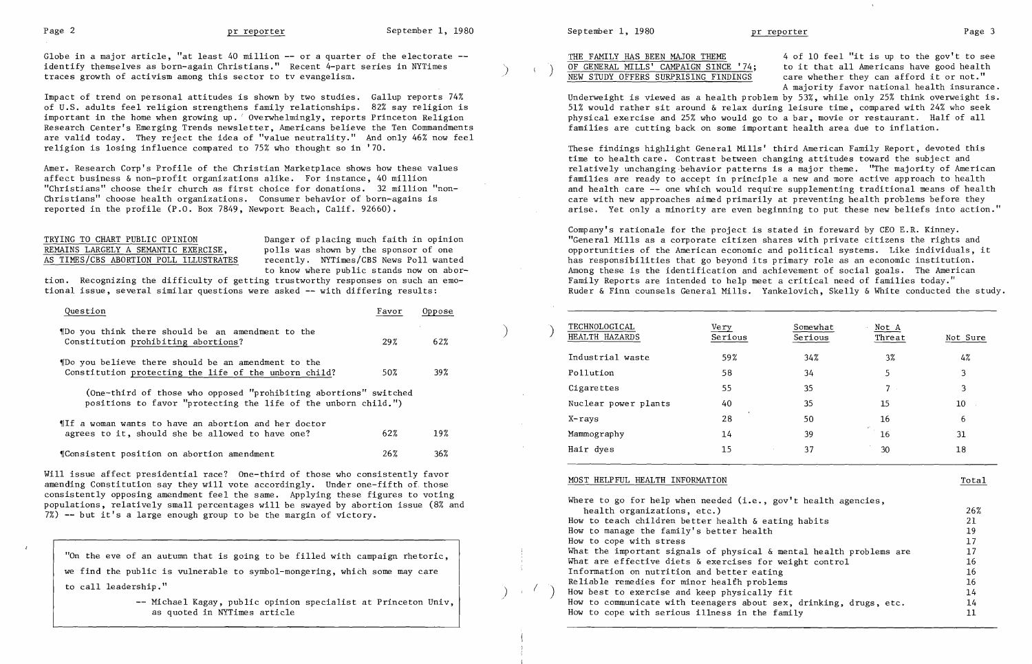Globe in a major article, "at least 40 million -- or a quarter of the electorate -- identify themselves as born-again Christians." Recent 4-part series in NYTimes traces growth of activism among this sector to tv evangelism.

Impact of trend on personal attitudes is shown by two studies. Gallup reports 74% of U.S. adults feel religion strengthens family relationships. 82% say religion is important in the home when growing up. Overwhelmingly, reports Princeton Religion Research Center's Emerging Trends newsletter, Americans believe the Ten Commandments are valid today. They reject the idea of "value neutrality." And only 46% now feel religion is losing influence compared to 75% who thought so in '70.

Amer. Research Corp's Profile of the Christian Marketplace shows how these values affect business & non-profit organizations alike. For instance, 40 million "Christians" choose their church as first choice for donations. 32 million "non-Christians" choose health organizations. Consumer behavior of born-agains is reported in the profile (P.O. Box 7849, Newport Beach, Calif. 92660).

TRYING TO CHART PUBLIC OPINION REMAINS LARGELY A SEMANTIC EXERCISE, AS TIMES/CBS ABORTION POLL ILLUSTRATES

Danger of placing much faith in opinion polls was shown by the sponsor of one recently. NYTimes/CBS News Poll wanted to know where public stands now on abortion. Recognizing the difficulty of getting trustworthy responses on such an emotional issue, several similar questions were asked -- with differing results:

| Question | Favor | Oppose |
|---|---|---|
| ¶Do you think there should be an amendment to the Constitution prohibiting abortions? | 29% | 62% |
| ¶Do you believe there should be an amendment to the Constitution protecting the life of the unborn child? | 50% | 39% |
| (One-third of those who opposed "prohibiting abortions" switched positions to favor "protecting the life of the unborn child.") | | |
| ¶If a woman wants to have an abortion and her doctor agrees to it, should she be allowed to have one? | 62% | 19% |
| ¶Consistent position on abortion amendment | 26% | 36% |

Will issue affect presidential race? One-third of those who consistently favor amending Constitution say they will vote accordingly. Under one-fifth of those consistently opposing amendment feel the same. Applying these figures to voting populations, relatively small percentages will be swayed by abortion issue (8% and 7%) -- but it's a large enough group to be the margin of victory.

> "On the eve of an autumn that is going to be filled with campaign rhetoric, we find the public is vulnerable to symbol-mongering, which some may care to call leadership."
>
> -- Michael Kagay, public opinion specialist at Princeton Univ, as quoted in NYTimes article

THE FAMILY HAS BEEN MAJOR THEME OF GENERAL MILLS' CAMPAIGN SINCE '74; NEW STUDY OFFERS SURPRISING FINDINGS

4 of 10 feel "it is up to the gov't to see to it that all Americans have good health care whether they can afford it or not." A majority favor national health insurance. Underweight is viewed as a health problem by 53%, while only 25% think overweight is. 51% would rather sit around & relax during leisure time, compared with 24% who seek physical exercise and 25% who would go to a bar, movie or restaurant. Half of all families are cutting back on some important health area due to inflation.

These findings highlight General Mills' third American Family Report, devoted this time to health care. Contrast between changing attitudes toward the subject and relatively unchanging behavior patterns is a major theme. "The majority of American families are ready to accept in principle a new and more active approach to health and health care -- one which would require supplementing traditional means of health care with new approaches aimed primarily at preventing health problems before they arise. Yet only a minority are even beginning to put these new beliefs into action."

Company's rationale for the project is stated in foreward by CEO E.R. Kinney. "General Mills as a corporate citizen shares with private citizens the rights and opportunities of the American economic and political systems. Like individuals, it has responsibilities that go beyond its primary role as an economic institution. Among these is the identification and achievement of social goals. The American Family Reports are intended to help meet a critical need of families today." Ruder & Finn counsels General Mills. Yankelovich, Skelly & White conducted the study.

| TECHNOLOGICAL HEALTH HAZARDS | Very Serious | Somewhat Serious | Not A Threat | Not Sure |
|---|---|---|---|---|
| Industrial waste | 59% | 34% | 3% | 4% |
| Pollution | 58 | 34 | 5 | 3 |
| Cigarettes | 55 | 35 | 7 | 3 |
| Nuclear power plants | 40 | 35 | 15 | 10 |
| X-rays | 28 | 50 | 16 | 6 |
| Mammography | 14 | 39 | 16 | 31 |
| Hair dyes | 15 | 37 | 30 | 18 |

| MOST HELPFUL HEALTH INFORMATION | Total |
|---|---|
| Where to go for help when needed (i.e., gov't health agencies, health organizations, etc.) | 26% |
| How to teach children better health & eating habits | 21 |
| How to manage the family's better health | 19 |
| How to cope with stress | 17 |
| What the important signals of physical & mental health problems are | 17 |
| What are effective diets & exercises for weight control | 16 |
| Information on nutrition and better eating | 16 |
| Reliable remedies for minor health problems | 16 |
| How best to exercise and keep physically fit | 14 |
| How to communicate with teenagers about sex, drinking, drugs, etc. | 14 |
| How to cope with serious illness in the family | 11 |